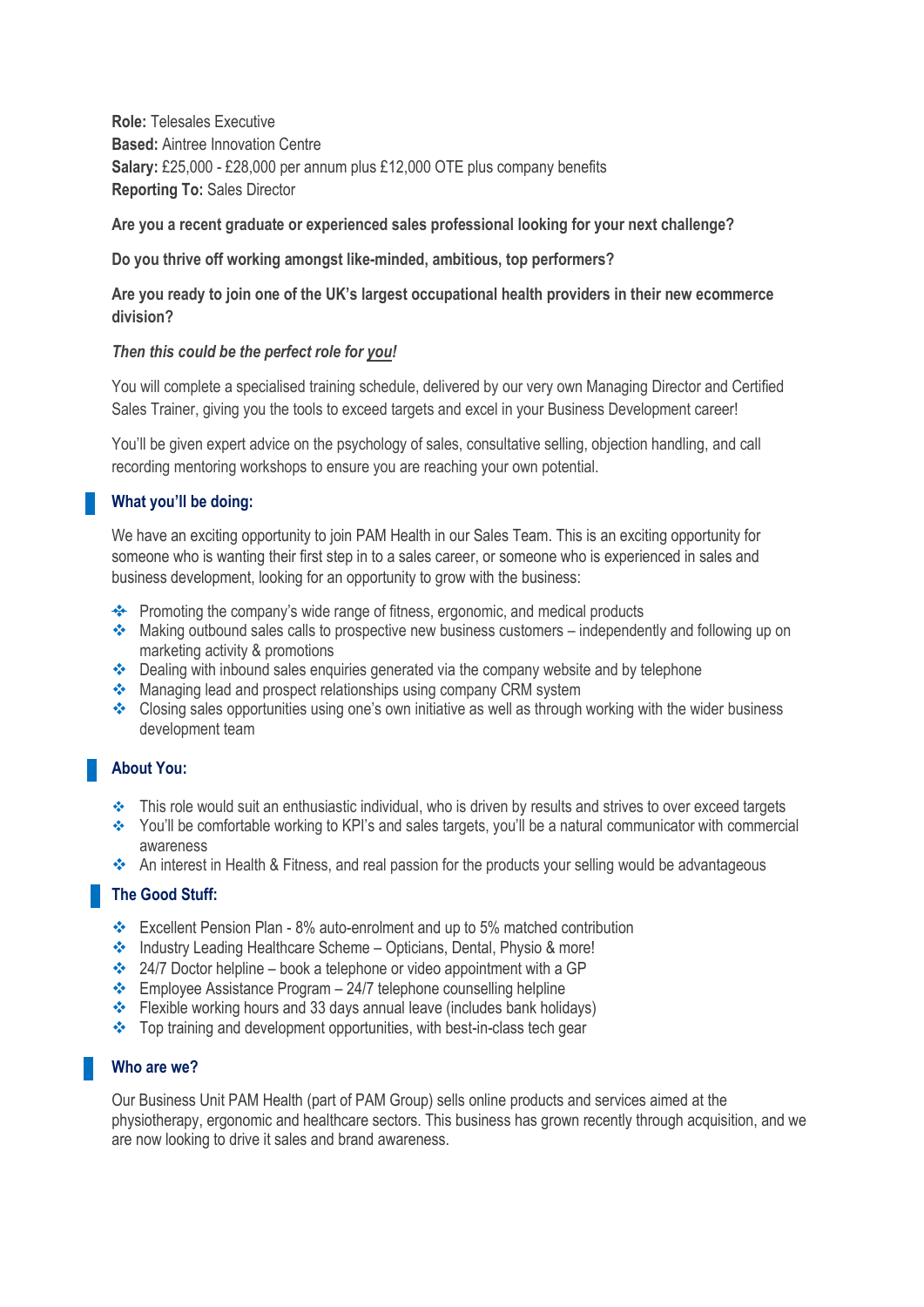**Role:** Telesales Executive
**Based:** Aintree Innovation Centre
**Salary:** £25,000 - £28,000 per annum plus £12,000 OTE plus company benefits
**Reporting To:** Sales Director

**Are you a recent graduate or experienced sales professional looking for your next challenge?**

**Do you thrive off working amongst like-minded, ambitious, top performers?**

**Are you ready to join one of the UK's largest occupational health providers in their new ecommerce division?**

***Then this could be the perfect role for you!***

You will complete a specialised training schedule, delivered by our very own Managing Director and Certified Sales Trainer, giving you the tools to exceed targets and excel in your Business Development career!

You'll be given expert advice on the psychology of sales, consultative selling, objection handling, and call recording mentoring workshops to ensure you are reaching your own potential.

## What you'll be doing:

We have an exciting opportunity to join PAM Health in our Sales Team. This is an exciting opportunity for someone who is wanting their first step in to a sales career, or someone who is experienced in sales and business development, looking for an opportunity to grow with the business:

- Promoting the company's wide range of fitness, ergonomic, and medical products
- Making outbound sales calls to prospective new business customers – independently and following up on marketing activity & promotions
- Dealing with inbound sales enquiries generated via the company website and by telephone
- Managing lead and prospect relationships using company CRM system
- Closing sales opportunities using one's own initiative as well as through working with the wider business development team

## About You:

- This role would suit an enthusiastic individual, who is driven by results and strives to over exceed targets
- You'll be comfortable working to KPI's and sales targets, you'll be a natural communicator with commercial awareness
- An interest in Health & Fitness, and real passion for the products your selling would be advantageous

## The Good Stuff:

- Excellent Pension Plan - 8% auto-enrolment and up to 5% matched contribution
- Industry Leading Healthcare Scheme – Opticians, Dental, Physio & more!
- 24/7 Doctor helpline – book a telephone or video appointment with a GP
- Employee Assistance Program – 24/7 telephone counselling helpline
- Flexible working hours and 33 days annual leave (includes bank holidays)
- Top training and development opportunities, with best-in-class tech gear

## Who are we?

Our Business Unit PAM Health (part of PAM Group) sells online products and services aimed at the physiotherapy, ergonomic and healthcare sectors. This business has grown recently through acquisition, and we are now looking to drive it sales and brand awareness.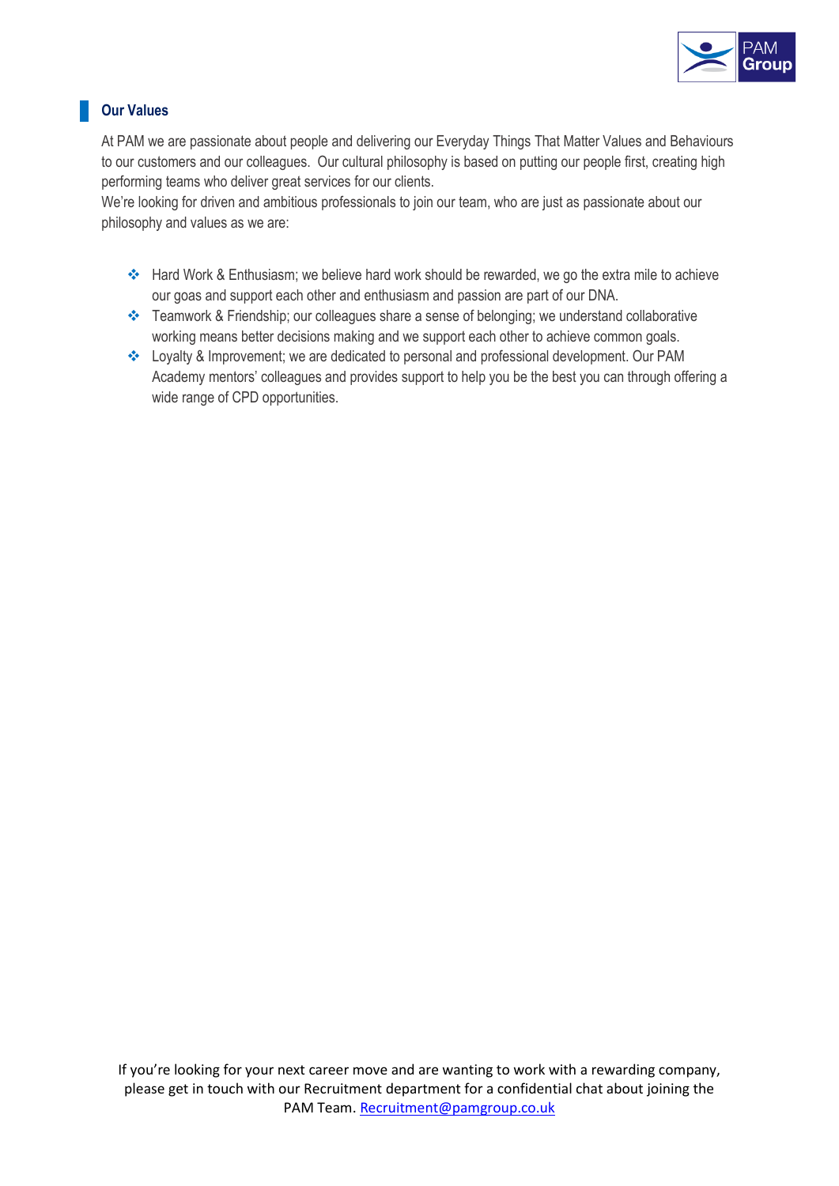## Our Values

At PAM we are passionate about people and delivering our Everyday Things That Matter Values and Behaviours to our customers and our colleagues. Our cultural philosophy is based on putting our people first, creating high performing teams who deliver great services for our clients.
We're looking for driven and ambitious professionals to join our team, who are just as passionate about our philosophy and values as we are:

- Hard Work & Enthusiasm; we believe hard work should be rewarded, we go the extra mile to achieve our goas and support each other and enthusiasm and passion are part of our DNA.
- Teamwork & Friendship; our colleagues share a sense of belonging; we understand collaborative working means better decisions making and we support each other to achieve common goals.
- Loyalty & Improvement; we are dedicated to personal and professional development. Our PAM Academy mentors' colleagues and provides support to help you be the best you can through offering a wide range of CPD opportunities.

If you're looking for your next career move and are wanting to work with a rewarding company, please get in touch with our Recruitment department for a confidential chat about joining the PAM Team. [Recruitment@pamgroup.co.uk](mailto:Recruitment@pamgroup.co.uk)